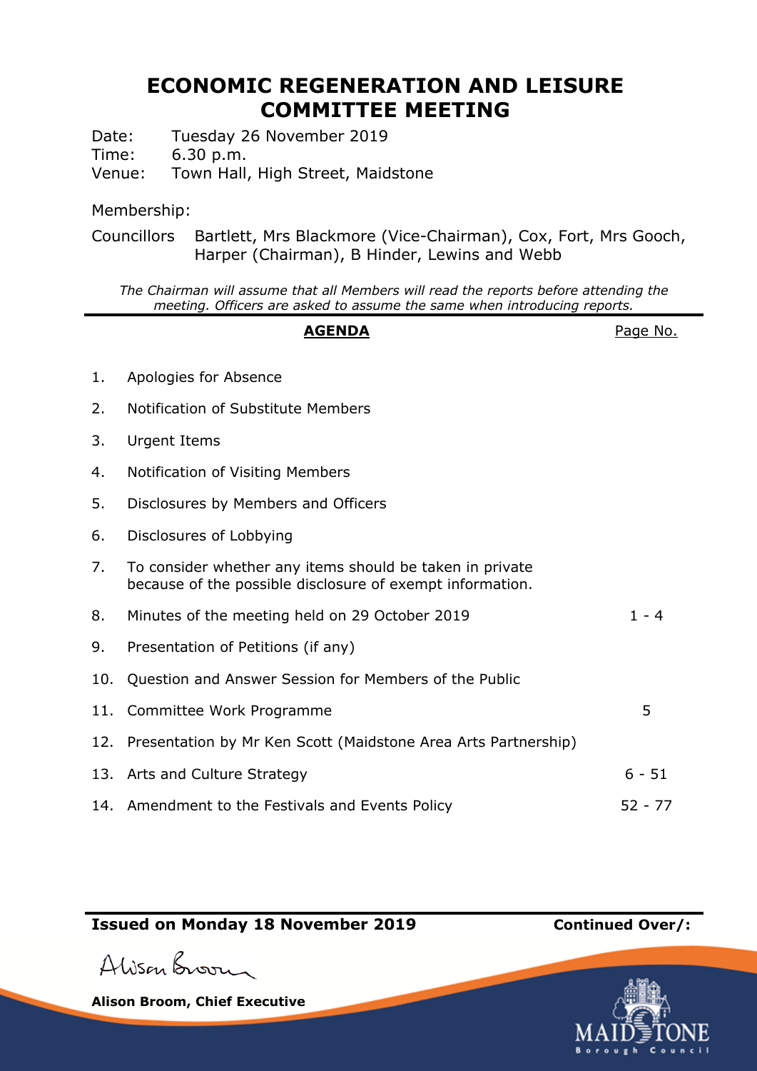# ECONOMIC REGENERATION AND LEISURE COMMITTEE MEETING

Date: Tuesday 26 November 2019
Time: 6.30 p.m.
Venue: Town Hall, High Street, Maidstone

Membership:

Councillors Bartlett, Mrs Blackmore (Vice-Chairman), Cox, Fort, Mrs Gooch, Harper (Chairman), B Hinder, Lewins and Webb

*The Chairman will assume that all Members will read the reports before attending the meeting. Officers are asked to assume the same when introducing reports.*

| | **AGENDA** | Page No. |
|---|---|---|
| 1. | Apologies for Absence | |
| 2. | Notification of Substitute Members | |
| 3. | Urgent Items | |
| 4. | Notification of Visiting Members | |
| 5. | Disclosures by Members and Officers | |
| 6. | Disclosures of Lobbying | |
| 7. | To consider whether any items should be taken in private because of the possible disclosure of exempt information. | |
| 8. | Minutes of the meeting held on 29 October 2019 | 1 - 4 |
| 9. | Presentation of Petitions (if any) | |
| 10. | Question and Answer Session for Members of the Public | |
| 11. | Committee Work Programme | 5 |
| 12. | Presentation by Mr Ken Scott (Maidstone Area Arts Partnership) | |
| 13. | Arts and Culture Strategy | 6 - 51 |
| 14. | Amendment to the Festivals and Events Policy | 52 - 77 |

**Issued on Monday 18 November 2019** **Continued Over/:**

Alison Broom

**Alison Broom, Chief Executive**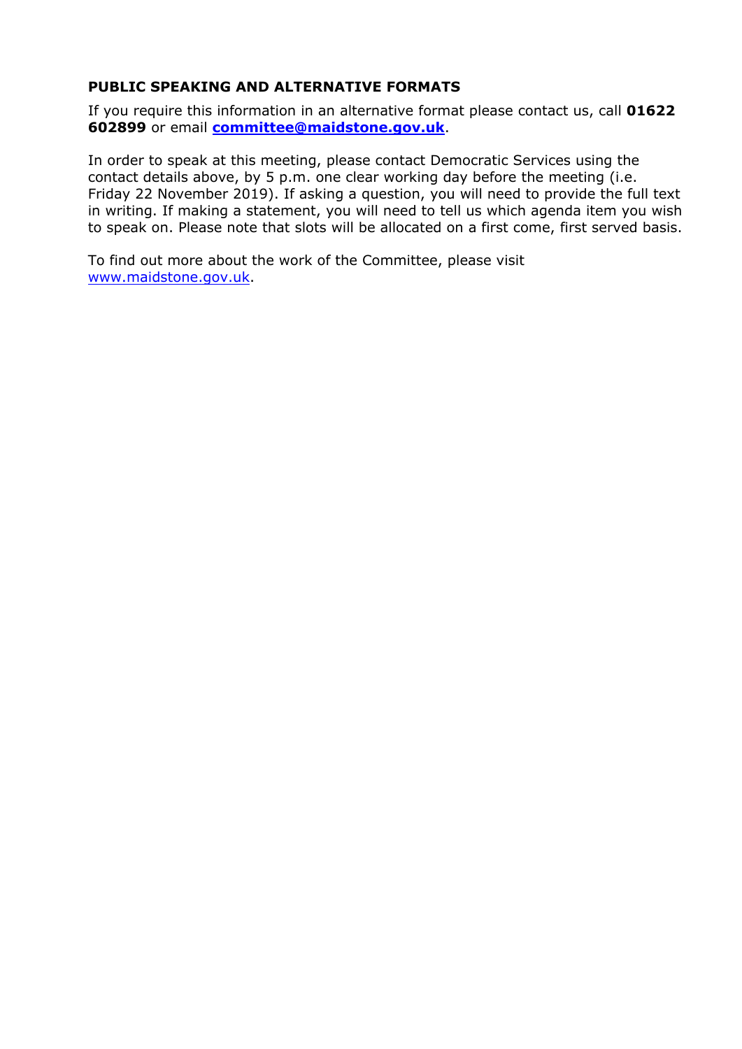## PUBLIC SPEAKING AND ALTERNATIVE FORMATS

If you require this information in an alternative format please contact us, call **01622 602899** or email **committee@maidstone.gov.uk**.

In order to speak at this meeting, please contact Democratic Services using the contact details above, by 5 p.m. one clear working day before the meeting (i.e. Friday 22 November 2019). If asking a question, you will need to provide the full text in writing. If making a statement, you will need to tell us which agenda item you wish to speak on. Please note that slots will be allocated on a first come, first served basis.

To find out more about the work of the Committee, please visit www.maidstone.gov.uk.